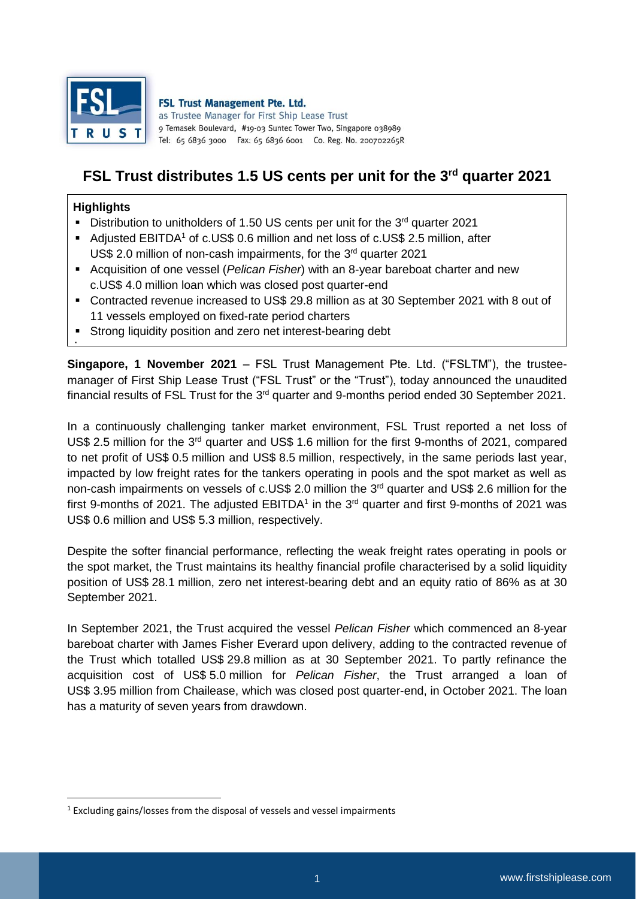**FSL Trust Management Pte. Ltd.**
as Trustee Manager for First Ship Lease Trust
9 Temasek Boulevard, #19-03 Suntec Tower Two, Singapore 038989
Tel: 65 6836 3000 Fax: 65 6836 6001 Co. Reg. No. 200702265R

# FSL Trust distributes 1.5 US cents per unit for the 3rd quarter 2021

**Highlights**

- Distribution to unitholders of 1.50 US cents per unit for the 3rd quarter 2021
- Adjusted EBITDA[1] of c.US$ 0.6 million and net loss of c.US$ 2.5 million, after US$ 2.0 million of non-cash impairments, for the 3rd quarter 2021
- Acquisition of one vessel (*Pelican Fisher*) with an 8-year bareboat charter and new c.US$ 4.0 million loan which was closed post quarter-end
- Contracted revenue increased to US$ 29.8 million as at 30 September 2021 with 8 out of 11 vessels employed on fixed-rate period charters
- Strong liquidity position and zero net interest-bearing debt

**Singapore, 1 November 2021** – FSL Trust Management Pte. Ltd. ("FSLTM"), the trustee-manager of First Ship Lease Trust ("FSL Trust" or the "Trust"), today announced the unaudited financial results of FSL Trust for the 3rd quarter and 9-months period ended 30 September 2021.

In a continuously challenging tanker market environment, FSL Trust reported a net loss of US$ 2.5 million for the 3rd quarter and US$ 1.6 million for the first 9-months of 2021, compared to net profit of US$ 0.5 million and US$ 8.5 million, respectively, in the same periods last year, impacted by low freight rates for the tankers operating in pools and the spot market as well as non-cash impairments on vessels of c.US$ 2.0 million the 3rd quarter and US$ 2.6 million for the first 9-months of 2021. The adjusted EBITDA[1] in the 3rd quarter and first 9-months of 2021 was US$ 0.6 million and US$ 5.3 million, respectively.

Despite the softer financial performance, reflecting the weak freight rates operating in pools or the spot market, the Trust maintains its healthy financial profile characterised by a solid liquidity position of US$ 28.1 million, zero net interest-bearing debt and an equity ratio of 86% as at 30 September 2021.

In September 2021, the Trust acquired the vessel *Pelican Fisher* which commenced an 8-year bareboat charter with James Fisher Everard upon delivery, adding to the contracted revenue of the Trust which totalled US$ 29.8 million as at 30 September 2021. To partly refinance the acquisition cost of US$ 5.0 million for *Pelican Fisher*, the Trust arranged a loan of US$ 3.95 million from Chailease, which was closed post quarter-end, in October 2021. The loan has a maturity of seven years from drawdown.

[1] Excluding gains/losses from the disposal of vessels and vessel impairments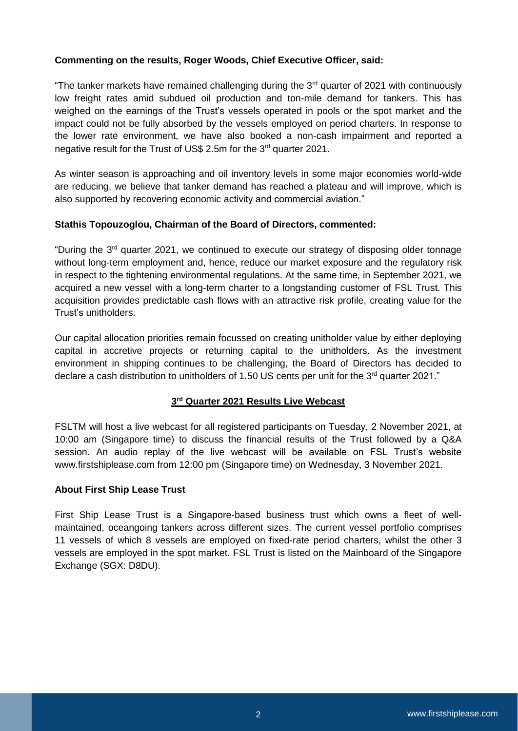**Commenting on the results, Roger Woods, Chief Executive Officer, said:**

"The tanker markets have remained challenging during the 3rd quarter of 2021 with continuously low freight rates amid subdued oil production and ton-mile demand for tankers. This has weighed on the earnings of the Trust's vessels operated in pools or the spot market and the impact could not be fully absorbed by the vessels employed on period charters. In response to the lower rate environment, we have also booked a non-cash impairment and reported a negative result for the Trust of US$ 2.5m for the 3rd quarter 2021.

As winter season is approaching and oil inventory levels in some major economies world-wide are reducing, we believe that tanker demand has reached a plateau and will improve, which is also supported by recovering economic activity and commercial aviation."

**Stathis Topouzoglou, Chairman of the Board of Directors, commented:**

"During the 3rd quarter 2021, we continued to execute our strategy of disposing older tonnage without long-term employment and, hence, reduce our market exposure and the regulatory risk in respect to the tightening environmental regulations. At the same time, in September 2021, we acquired a new vessel with a long-term charter to a longstanding customer of FSL Trust. This acquisition provides predictable cash flows with an attractive risk profile, creating value for the Trust's unitholders.

Our capital allocation priorities remain focussed on creating unitholder value by either deploying capital in accretive projects or returning capital to the unitholders. As the investment environment in shipping continues to be challenging, the Board of Directors has decided to declare a cash distribution to unitholders of 1.50 US cents per unit for the 3rd quarter 2021."

**3rd Quarter 2021 Results Live Webcast**

FSLTM will host a live webcast for all registered participants on Tuesday, 2 November 2021, at 10:00 am (Singapore time) to discuss the financial results of the Trust followed by a Q&A session. An audio replay of the live webcast will be available on FSL Trust's website www.firstshiplease.com from 12:00 pm (Singapore time) on Wednesday, 3 November 2021.

**About First Ship Lease Trust**

First Ship Lease Trust is a Singapore-based business trust which owns a fleet of well-maintained, oceangoing tankers across different sizes. The current vessel portfolio comprises 11 vessels of which 8 vessels are employed on fixed-rate period charters, whilst the other 3 vessels are employed in the spot market. FSL Trust is listed on the Mainboard of the Singapore Exchange (SGX: D8DU).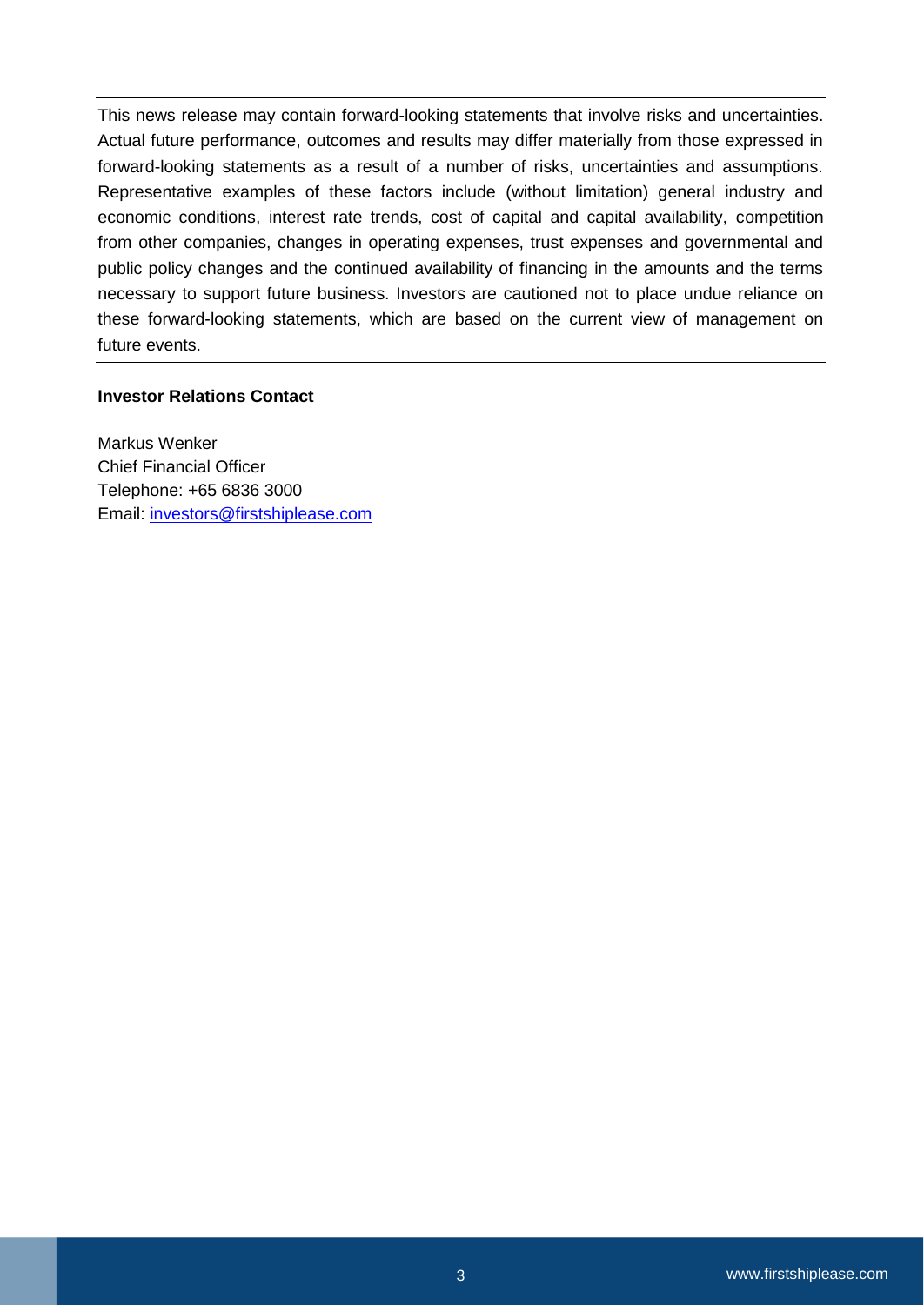This news release may contain forward-looking statements that involve risks and uncertainties. Actual future performance, outcomes and results may differ materially from those expressed in forward-looking statements as a result of a number of risks, uncertainties and assumptions. Representative examples of these factors include (without limitation) general industry and economic conditions, interest rate trends, cost of capital and capital availability, competition from other companies, changes in operating expenses, trust expenses and governmental and public policy changes and the continued availability of financing in the amounts and the terms necessary to support future business. Investors are cautioned not to place undue reliance on these forward-looking statements, which are based on the current view of management on future events.

**Investor Relations Contact**

Markus Wenker
Chief Financial Officer
Telephone: +65 6836 3000
Email: investors@firstshiplease.com